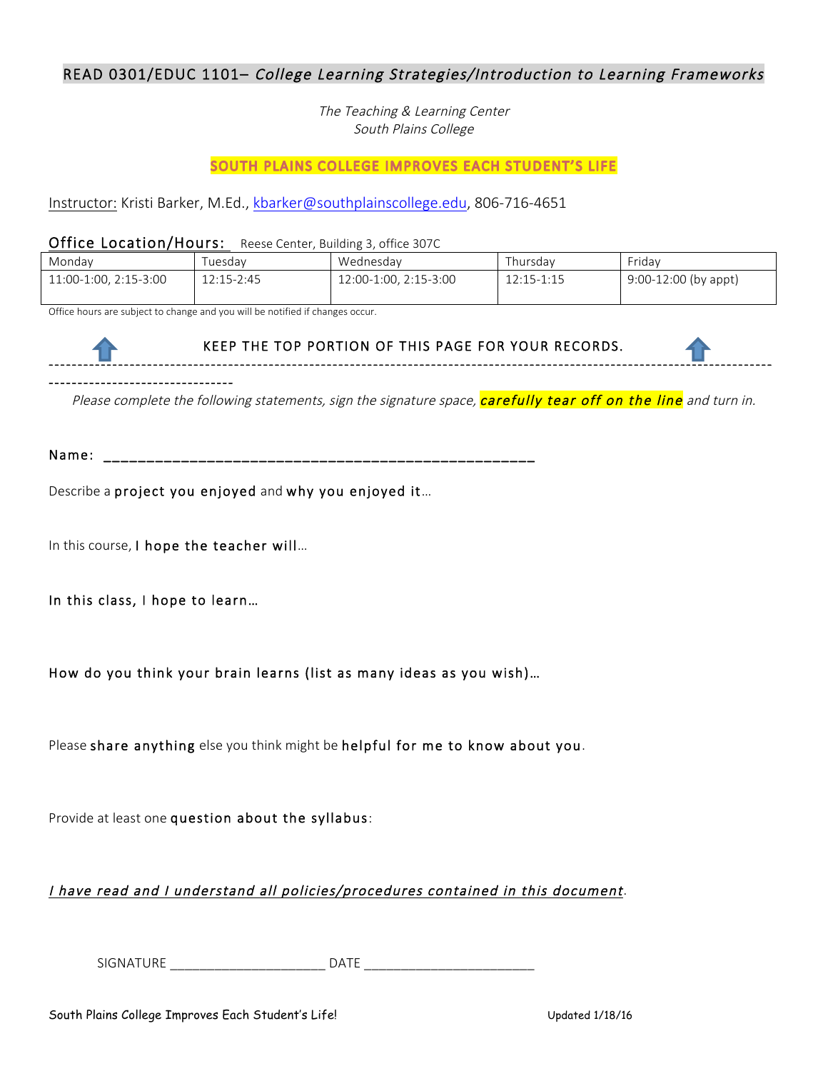# READ 0301/EDUC 1101– *College Learning Strategies/Introduction to Learning Frameworks*

*The Teaching & Learning Center*
*South Plains College*

**SOUTH PLAINS COLLEGE IMPROVES EACH STUDENT'S LIFE**

Instructor: Kristi Barker, M.Ed., kbarker@southplainscollege.edu, 806-716-4651

Office Location/Hours: Reese Center, Building 3, office 307C

| Monday | Tuesday | Wednesday | Thursday | Friday |
|---|---|---|---|---|
| 11:00-1:00, 2:15-3:00 | 12:15-2:45 | 12:00-1:00, 2:15-3:00 | 12:15-1:15 | 9:00-12:00 (by appt) |

Office hours are subject to change and you will be notified if changes occur.

KEEP THE TOP PORTION OF THIS PAGE FOR YOUR RECORDS.

---

*Please complete the following statements, sign the signature space, **carefully tear off on the line** and turn in.*

Name: ____________________________________________________

Describe a **project you enjoyed** and **why you enjoyed it**…

In this course, **I hope the teacher will**…

**In this class, I hope to learn…**

**How do you think your brain learns (list as many ideas as you wish)…**

Please **share anything** else you think might be **helpful for me to know about you**.

Provide at least one **question about the syllabus**:

*I have read and I understand all policies/procedures contained in this document.*

SIGNATURE ______________________ DATE ________________________

South Plains College Improves Each Student's Life! Updated 1/18/16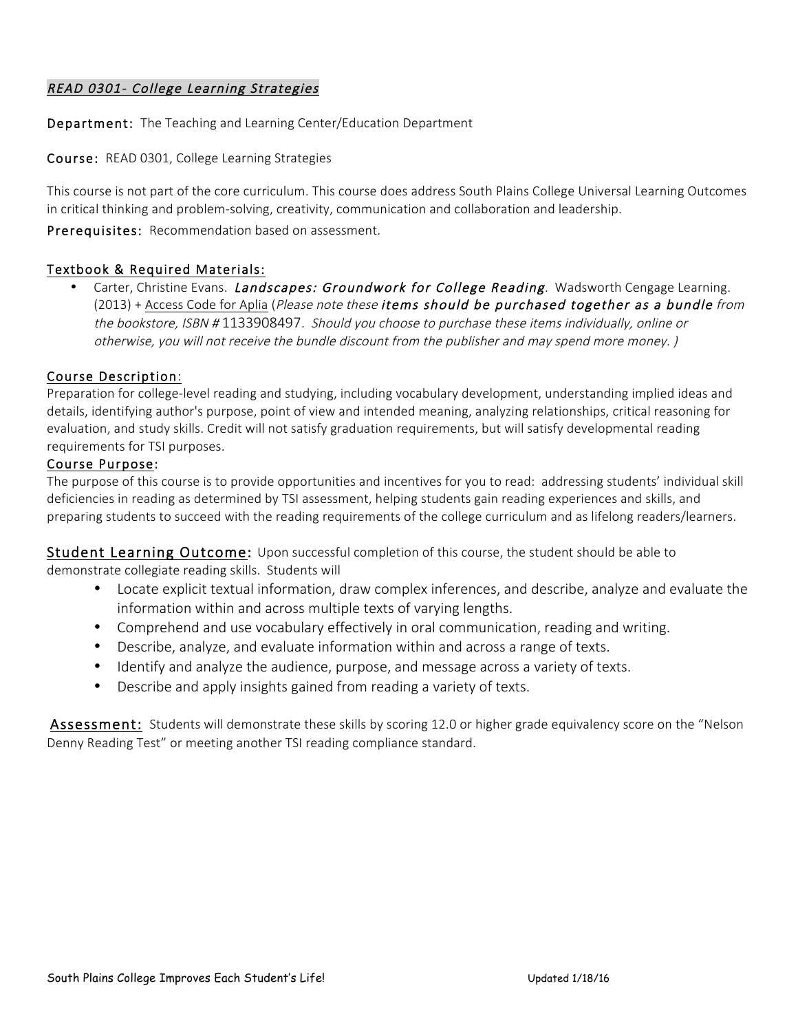# *READ 0301- College Learning Strategies*

**Department:** The Teaching and Learning Center/Education Department

**Course:** READ 0301, College Learning Strategies

This course is not part of the core curriculum. This course does address South Plains College Universal Learning Outcomes in critical thinking and problem-solving, creativity, communication and collaboration and leadership.

**Prerequisites:** Recommendation based on assessment.

## Textbook & Required Materials:

- Carter, Christine Evans. ***Landscapes: Groundwork for College Reading***. Wadsworth Cengage Learning. (2013) + Access Code for Aplia (*Please note these **items should be purchased together as a bundle** from the bookstore, ISBN #* 1133908497*. Should you choose to purchase these items individually, online or otherwise, you will not receive the bundle discount from the publisher and may spend more money. )*

## Course Description:

Preparation for college-level reading and studying, including vocabulary development, understanding implied ideas and details, identifying author's purpose, point of view and intended meaning, analyzing relationships, critical reasoning for evaluation, and study skills. Credit will not satisfy graduation requirements, but will satisfy developmental reading requirements for TSI purposes.

## Course Purpose:

The purpose of this course is to provide opportunities and incentives for you to read: addressing students' individual skill deficiencies in reading as determined by TSI assessment, helping students gain reading experiences and skills, and preparing students to succeed with the reading requirements of the college curriculum and as lifelong readers/learners.

**Student Learning Outcome:** Upon successful completion of this course, the student should be able to demonstrate collegiate reading skills. Students will

- Locate explicit textual information, draw complex inferences, and describe, analyze and evaluate the information within and across multiple texts of varying lengths.
- Comprehend and use vocabulary effectively in oral communication, reading and writing.
- Describe, analyze, and evaluate information within and across a range of texts.
- Identify and analyze the audience, purpose, and message across a variety of texts.
- Describe and apply insights gained from reading a variety of texts.

**Assessment:** Students will demonstrate these skills by scoring 12.0 or higher grade equivalency score on the "Nelson Denny Reading Test" or meeting another TSI reading compliance standard.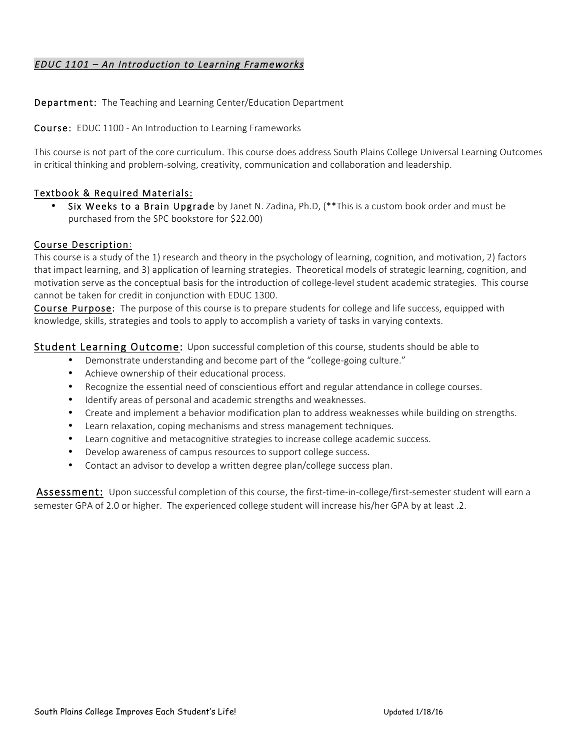*EDUC 1101 – An Introduction to Learning Frameworks*

**Department:** The Teaching and Learning Center/Education Department

**Course:** EDUC 1100 - An Introduction to Learning Frameworks

This course is not part of the core curriculum. This course does address South Plains College Universal Learning Outcomes in critical thinking and problem-solving, creativity, communication and collaboration and leadership.

## Textbook & Required Materials:

- **Six Weeks to a Brain Upgrade** by Janet N. Zadina, Ph.D, (**This is a custom book order and must be purchased from the SPC bookstore for $22.00)

## Course Description:

This course is a study of the 1) research and theory in the psychology of learning, cognition, and motivation, 2) factors that impact learning, and 3) application of learning strategies. Theoretical models of strategic learning, cognition, and motivation serve as the conceptual basis for the introduction of college-level student academic strategies. This course cannot be taken for credit in conjunction with EDUC 1300.

**Course Purpose:** The purpose of this course is to prepare students for college and life success, equipped with knowledge, skills, strategies and tools to apply to accomplish a variety of tasks in varying contexts.

**Student Learning Outcome:** Upon successful completion of this course, students should be able to

- Demonstrate understanding and become part of the "college-going culture."
- Achieve ownership of their educational process.
- Recognize the essential need of conscientious effort and regular attendance in college courses.
- Identify areas of personal and academic strengths and weaknesses.
- Create and implement a behavior modification plan to address weaknesses while building on strengths.
- Learn relaxation, coping mechanisms and stress management techniques.
- Learn cognitive and metacognitive strategies to increase college academic success.
- Develop awareness of campus resources to support college success.
- Contact an advisor to develop a written degree plan/college success plan.

**Assessment:** Upon successful completion of this course, the first-time-in-college/first-semester student will earn a semester GPA of 2.0 or higher. The experienced college student will increase his/her GPA by at least .2.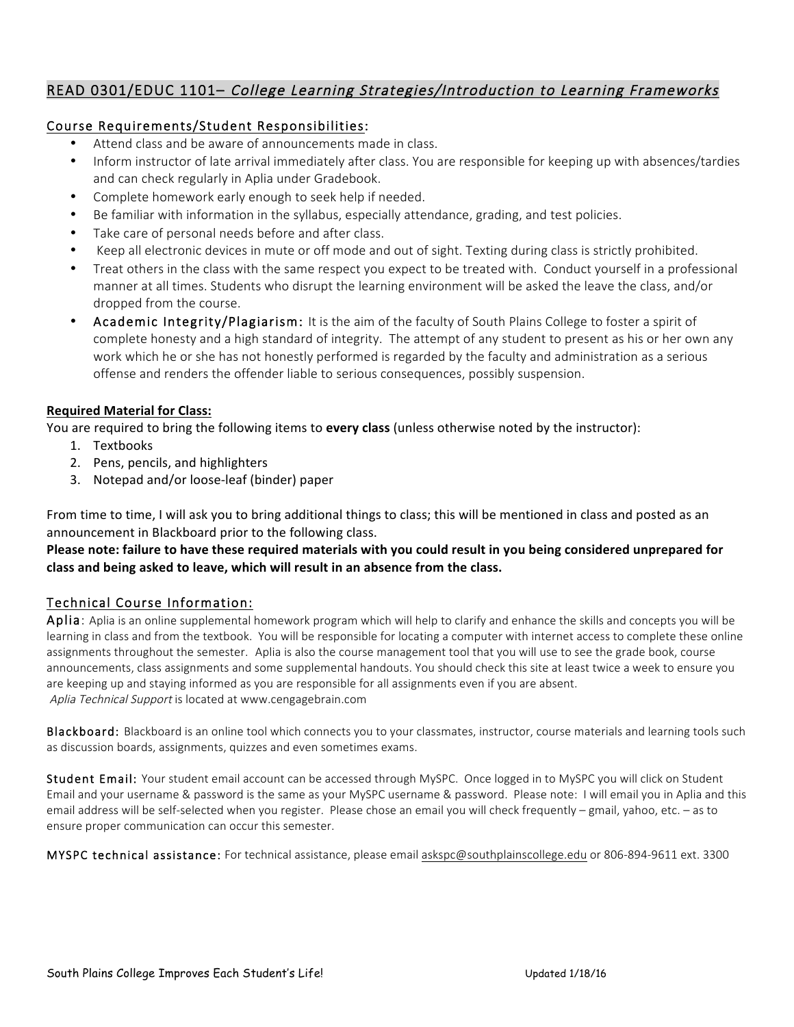## READ 0301/EDUC 1101– *College Learning Strategies/Introduction to Learning Frameworks*

### Course Requirements/Student Responsibilities:

- Attend class and be aware of announcements made in class.
- Inform instructor of late arrival immediately after class. You are responsible for keeping up with absences/tardies and can check regularly in Aplia under Gradebook.
- Complete homework early enough to seek help if needed.
- Be familiar with information in the syllabus, especially attendance, grading, and test policies.
- Take care of personal needs before and after class.
- Keep all electronic devices in mute or off mode and out of sight. Texting during class is strictly prohibited.
- Treat others in the class with the same respect you expect to be treated with. Conduct yourself in a professional manner at all times. Students who disrupt the learning environment will be asked the leave the class, and/or dropped from the course.
- Academic Integrity/Plagiarism: It is the aim of the faculty of South Plains College to foster a spirit of complete honesty and a high standard of integrity. The attempt of any student to present as his or her own any work which he or she has not honestly performed is regarded by the faculty and administration as a serious offense and renders the offender liable to serious consequences, possibly suspension.

**Required Material for Class:**

You are required to bring the following items to **every class** (unless otherwise noted by the instructor):

1. Textbooks
2. Pens, pencils, and highlighters
3. Notepad and/or loose-leaf (binder) paper

From time to time, I will ask you to bring additional things to class; this will be mentioned in class and posted as an announcement in Blackboard prior to the following class.

**Please note: failure to have these required materials with you could result in you being considered unprepared for class and being asked to leave, which will result in an absence from the class.**

### Technical Course Information:

Aplia: Aplia is an online supplemental homework program which will help to clarify and enhance the skills and concepts you will be learning in class and from the textbook. You will be responsible for locating a computer with internet access to complete these online assignments throughout the semester. Aplia is also the course management tool that you will use to see the grade book, course announcements, class assignments and some supplemental handouts. You should check this site at least twice a week to ensure you are keeping up and staying informed as you are responsible for all assignments even if you are absent.
*Aplia Technical Support* is located at www.cengagebrain.com

Blackboard: Blackboard is an online tool which connects you to your classmates, instructor, course materials and learning tools such as discussion boards, assignments, quizzes and even sometimes exams.

Student Email: Your student email account can be accessed through MySPC. Once logged in to MySPC you will click on Student Email and your username & password is the same as your MySPC username & password. Please note: I will email you in Aplia and this email address will be self-selected when you register. Please chose an email you will check frequently – gmail, yahoo, etc. – as to ensure proper communication can occur this semester.

MYSPC technical assistance: For technical assistance, please email askspc@southplainscollege.edu or 806-894-9611 ext. 3300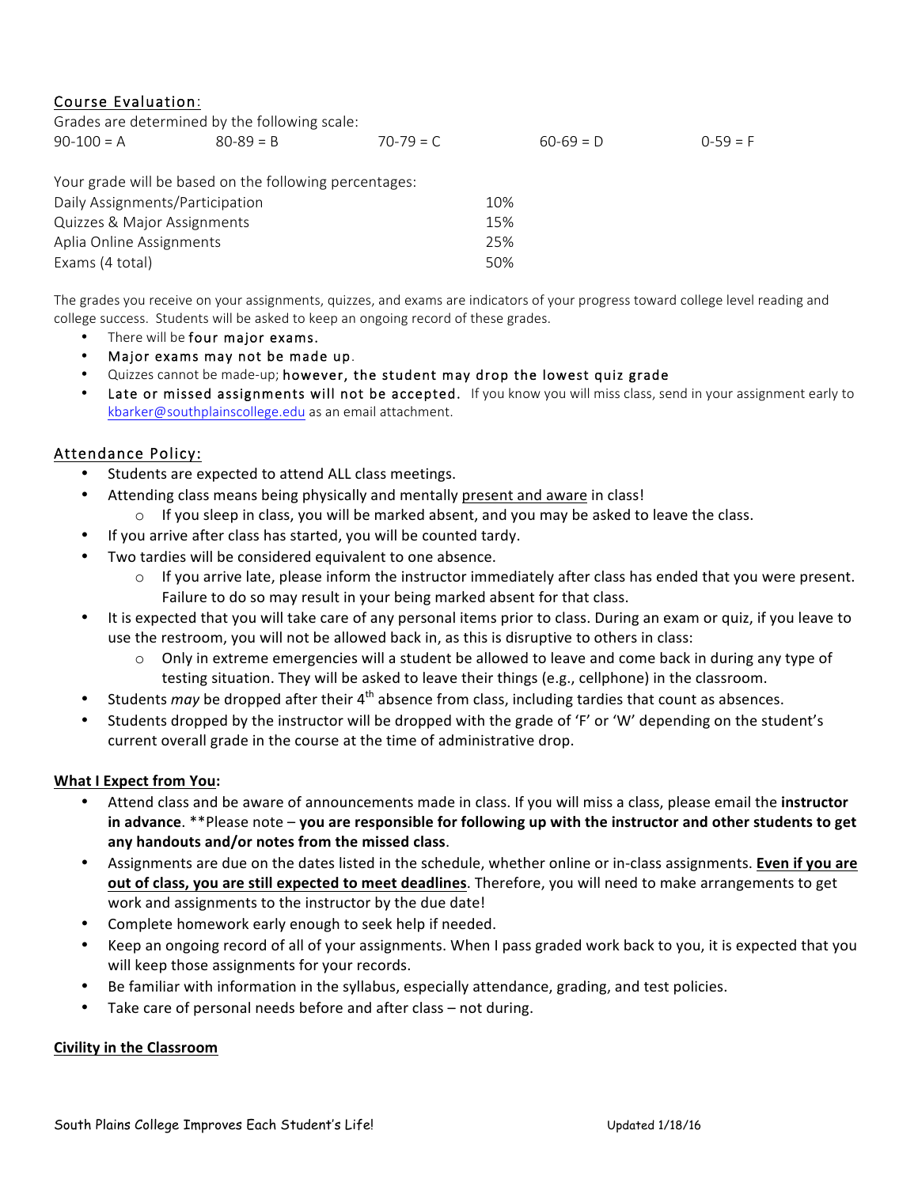## Course Evaluation:

Grades are determined by the following scale:

| 90-100 = A | 80-89 = B | 70-79 = C | 60-69 = D | 0-59 = F |
|---|---|---|---|---|

Your grade will be based on the following percentages:

| | |
|---|---|
| Daily Assignments/Participation | 10% |
| Quizzes & Major Assignments | 15% |
| Aplia Online Assignments | 25% |
| Exams (4 total) | 50% |

The grades you receive on your assignments, quizzes, and exams are indicators of your progress toward college level reading and college success. Students will be asked to keep an ongoing record of these grades.

- There will be **four major exams.**
- **Major exams may not be made up.**
- Quizzes cannot be made-up; **however, the student may drop the lowest quiz grade**
- **Late or missed assignments will not be accepted.** If you know you will miss class, send in your assignment early to kbarker@southplainscollege.edu as an email attachment.

## Attendance Policy:

- Students are expected to attend ALL class meetings.
- Attending class means being physically and mentally present and aware in class!
  - If you sleep in class, you will be marked absent, and you may be asked to leave the class.
- If you arrive after class has started, you will be counted tardy.
- Two tardies will be considered equivalent to one absence.
  - If you arrive late, please inform the instructor immediately after class has ended that you were present. Failure to do so may result in your being marked absent for that class.
- It is expected that you will take care of any personal items prior to class. During an exam or quiz, if you leave to use the restroom, you will not be allowed back in, as this is disruptive to others in class:
  - Only in extreme emergencies will a student be allowed to leave and come back in during any type of testing situation. They will be asked to leave their things (e.g., cellphone) in the classroom.
- Students *may* be dropped after their 4th absence from class, including tardies that count as absences.
- Students dropped by the instructor will be dropped with the grade of 'F' or 'W' depending on the student's current overall grade in the course at the time of administrative drop.

## What I Expect from You:

- Attend class and be aware of announcements made in class. If you will miss a class, please email the **instructor in advance**. **Please note – **you are responsible for following up with the instructor and other students to get any handouts and/or notes from the missed class**.
- Assignments are due on the dates listed in the schedule, whether online or in-class assignments. **Even if you are out of class, you are still expected to meet deadlines**. Therefore, you will need to make arrangements to get work and assignments to the instructor by the due date!
- Complete homework early enough to seek help if needed.
- Keep an ongoing record of all of your assignments. When I pass graded work back to you, it is expected that you will keep those assignments for your records.
- Be familiar with information in the syllabus, especially attendance, grading, and test policies.
- Take care of personal needs before and after class – not during.

## Civility in the Classroom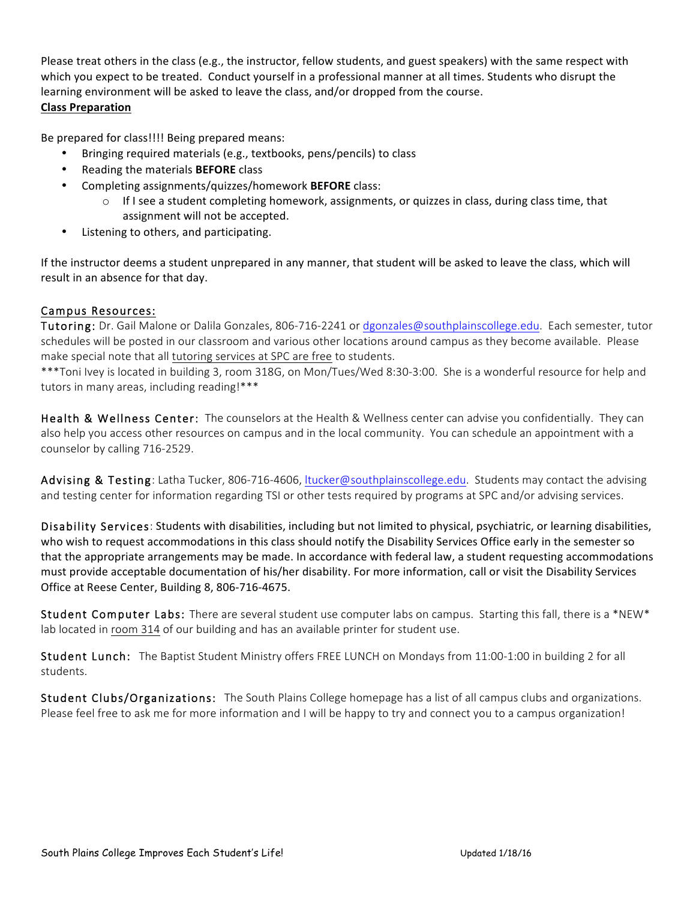Please treat others in the class (e.g., the instructor, fellow students, and guest speakers) with the same respect with which you expect to be treated. Conduct yourself in a professional manner at all times. Students who disrupt the learning environment will be asked to leave the class, and/or dropped from the course.

**Class Preparation**

Be prepared for class!!!! Being prepared means:

- Bringing required materials (e.g., textbooks, pens/pencils) to class
- Reading the materials **BEFORE** class
- Completing assignments/quizzes/homework **BEFORE** class:
  - If I see a student completing homework, assignments, or quizzes in class, during class time, that assignment will not be accepted.
- Listening to others, and participating.

If the instructor deems a student unprepared in any manner, that student will be asked to leave the class, which will result in an absence for that day.

## Campus Resources:

**Tutoring:** Dr. Gail Malone or Dalila Gonzales, 806-716-2241 or dgonzales@southplainscollege.edu. Each semester, tutor schedules will be posted in our classroom and various other locations around campus as they become available. Please make special note that all tutoring services at SPC are free to students.

***Toni Ivey is located in building 3, room 318G, on Mon/Tues/Wed 8:30-3:00. She is a wonderful resource for help and tutors in many areas, including reading!***

**Health & Wellness Center:** The counselors at the Health & Wellness center can advise you confidentially. They can also help you access other resources on campus and in the local community. You can schedule an appointment with a counselor by calling 716-2529.

**Advising & Testing**: Latha Tucker, 806-716-4606, ltucker@southplainscollege.edu. Students may contact the advising and testing center for information regarding TSI or other tests required by programs at SPC and/or advising services.

**Disability Services**: Students with disabilities, including but not limited to physical, psychiatric, or learning disabilities, who wish to request accommodations in this class should notify the Disability Services Office early in the semester so that the appropriate arrangements may be made. In accordance with federal law, a student requesting accommodations must provide acceptable documentation of his/her disability. For more information, call or visit the Disability Services Office at Reese Center, Building 8, 806-716-4675.

**Student Computer Labs:** There are several student use computer labs on campus. Starting this fall, there is a *NEW* lab located in room 314 of our building and has an available printer for student use.

**Student Lunch:** The Baptist Student Ministry offers FREE LUNCH on Mondays from 11:00-1:00 in building 2 for all students.

**Student Clubs/Organizations:** The South Plains College homepage has a list of all campus clubs and organizations. Please feel free to ask me for more information and I will be happy to try and connect you to a campus organization!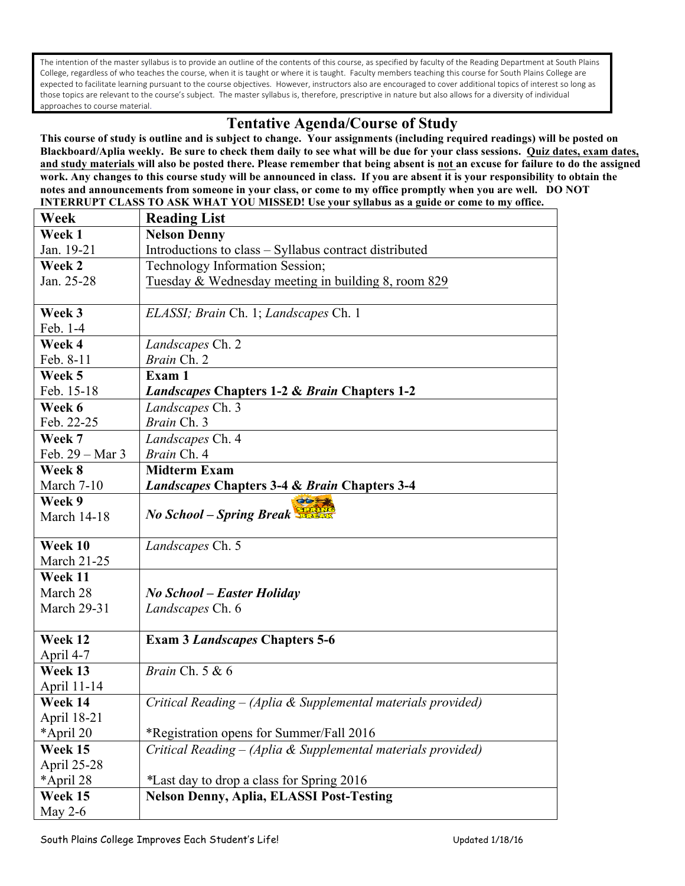The intention of the master syllabus is to provide an outline of the contents of this course, as specified by faculty of the Reading Department at South Plains College, regardless of who teaches the course, when it is taught or where it is taught. Faculty members teaching this course for South Plains College are expected to facilitate learning pursuant to the course objectives. However, instructors also are encouraged to cover additional topics of interest so long as those topics are relevant to the course's subject. The master syllabus is, therefore, prescriptive in nature but also allows for a diversity of individual approaches to course material.

## Tentative Agenda/Course of Study

**This course of study is outline and is subject to change. Your assignments (including required readings) will be posted on Blackboard/Aplia weekly. Be sure to check them daily to see what will be due for your class sessions. Quiz dates, exam dates, and study materials will also be posted there. Please remember that being absent is not an excuse for failure to do the assigned work. Any changes to this course study will be announced in class. If you are absent it is your responsibility to obtain the notes and announcements from someone in your class, or come to my office promptly when you are well. DO NOT INTERRUPT CLASS TO ASK WHAT YOU MISSED! Use your syllabus as a guide or come to my office.**

| Week | Reading List |
|---|---|
| **Week 1**<br>Jan. 19-21 | **Nelson Denny**<br>Introductions to class – Syllabus contract distributed |
| **Week 2**<br>Jan. 25-28 | Technology Information Session;<br>Tuesday & Wednesday meeting in building 8, room 829 |
| **Week 3**<br>Feb. 1-4 | *ELASSI; Brain* Ch. 1; *Landscapes* Ch. 1 |
| **Week 4**<br>Feb. 8-11 | *Landscapes* Ch. 2<br>*Brain* Ch. 2 |
| **Week 5**<br>Feb. 15-18 | **Exam 1**<br>***Landscapes* Chapters 1-2 & *Brain* Chapters 1-2** |
| **Week 6**<br>Feb. 22-25 | *Landscapes* Ch. 3<br>*Brain* Ch. 3 |
| **Week 7**<br>Feb. 29 – Mar 3 | *Landscapes* Ch. 4<br>*Brain* Ch. 4 |
| **Week 8**<br>March 7-10 | **Midterm Exam**<br>***Landscapes* Chapters 3-4 & *Brain* Chapters 3-4** |
| **Week 9**<br>March 14-18 | ***No School – Spring Break*** |
| **Week 10**<br>March 21-25 | *Landscapes* Ch. 5 |
| **Week 11**<br>March 28<br>March 29-31 | ***No School – Easter Holiday***<br>*Landscapes* Ch. 6 |
| **Week 12**<br>April 4-7 | **Exam 3 *Landscapes* Chapters 5-6** |
| **Week 13**<br>April 11-14 | *Brain* Ch. 5 & 6 |
| **Week 14**<br>April 18-21<br>*April 20 | *Critical Reading – (Aplia & Supplemental materials provided)*<br>*Registration opens for Summer/Fall 2016 |
| **Week 15**<br>April 25-28<br>*April 28 | *Critical Reading – (Aplia & Supplemental materials provided)*<br>*Last day to drop a class for Spring 2016 |
| **Week 15**<br>May 2-6 | **Nelson Denny, Aplia, ELASSI Post-Testing** |

South Plains College Improves Each Student's Life! Updated 1/18/16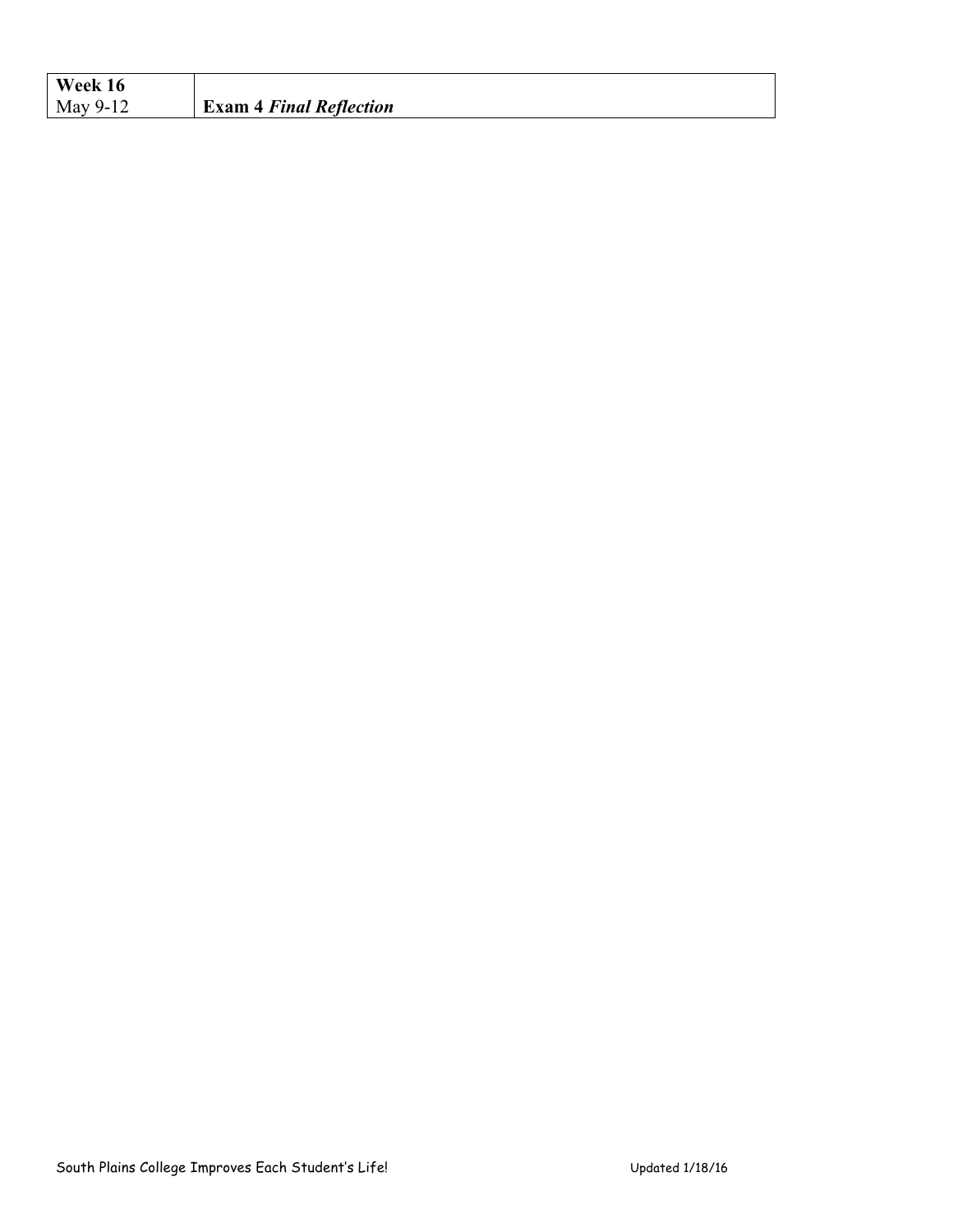| | |
|---|---|
| **Week 16**<br>May 9-12 | **Exam 4 *Final Reflection*** |